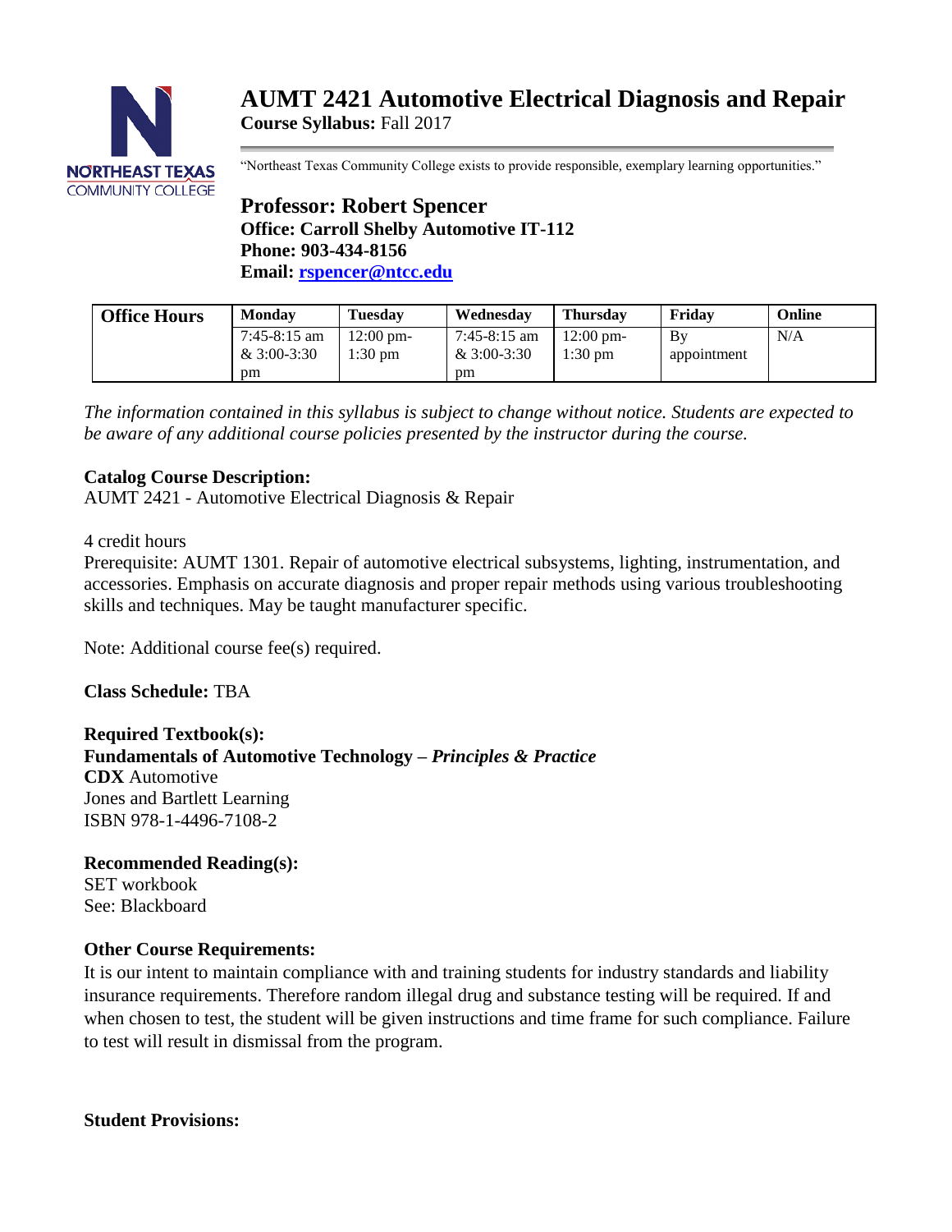# AUMT 2421 Automotive Electrical Diagnosis and Repair

**Course Syllabus:** Fall 2017

"Northeast Texas Community College exists to provide responsible, exemplary learning opportunities."

## Professor: Robert Spencer

**Office: Carroll Shelby Automotive IT-112**
**Phone: 903-434-8156**
**Email: rspencer@ntcc.edu**

| Office Hours | Monday | Tuesday | Wednesday | Thursday | Friday | Online |
|---|---|---|---|---|---|---|
| | 7:45-8:15 am & 3:00-3:30 pm | 12:00 pm-1:30 pm | 7:45-8:15 am & 3:00-3:30 pm | 12:00 pm-1:30 pm | By appointment | N/A |

*The information contained in this syllabus is subject to change without notice. Students are expected to be aware of any additional course policies presented by the instructor during the course.*

**Catalog Course Description:**
AUMT 2421 - Automotive Electrical Diagnosis & Repair

4 credit hours
Prerequisite: AUMT 1301. Repair of automotive electrical subsystems, lighting, instrumentation, and accessories. Emphasis on accurate diagnosis and proper repair methods using various troubleshooting skills and techniques. May be taught manufacturer specific.

Note: Additional course fee(s) required.

**Class Schedule:** TBA

**Required Textbook(s):**
**Fundamentals of Automotive Technology –** ***Principles & Practice***
**CDX** Automotive
Jones and Bartlett Learning
ISBN 978-1-4496-7108-2

**Recommended Reading(s):**
SET workbook
See: Blackboard

**Other Course Requirements:**
It is our intent to maintain compliance with and training students for industry standards and liability insurance requirements. Therefore random illegal drug and substance testing will be required. If and when chosen to test, the student will be given instructions and time frame for such compliance. Failure to test will result in dismissal from the program.

**Student Provisions:**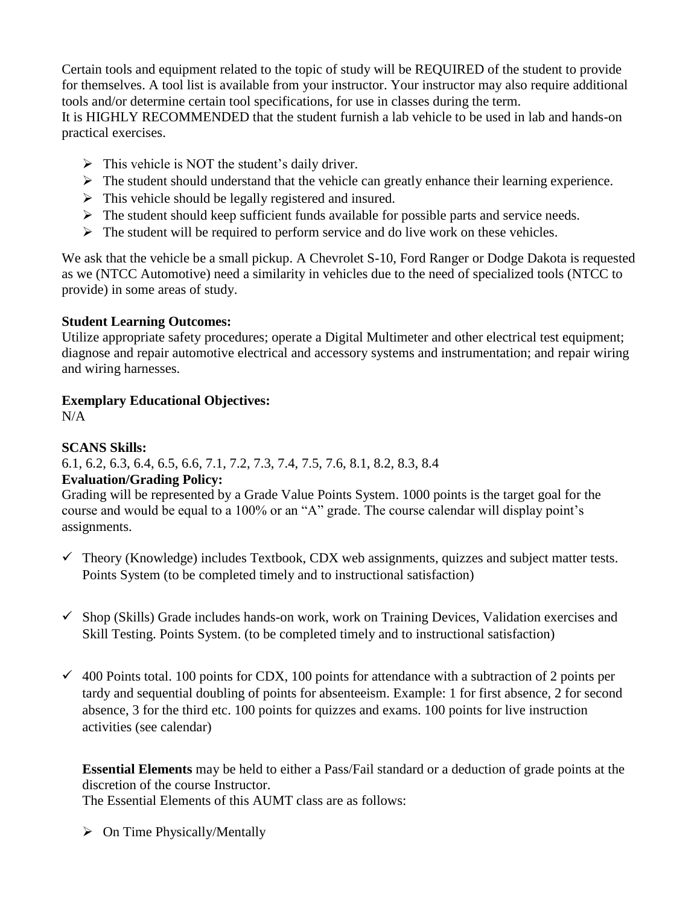Certain tools and equipment related to the topic of study will be REQUIRED of the student to provide for themselves. A tool list is available from your instructor. Your instructor may also require additional tools and/or determine certain tool specifications, for use in classes during the term.
It is HIGHLY RECOMMENDED that the student furnish a lab vehicle to be used in lab and hands-on practical exercises.

- This vehicle is NOT the student's daily driver.
- The student should understand that the vehicle can greatly enhance their learning experience.
- This vehicle should be legally registered and insured.
- The student should keep sufficient funds available for possible parts and service needs.
- The student will be required to perform service and do live work on these vehicles.

We ask that the vehicle be a small pickup. A Chevrolet S-10, Ford Ranger or Dodge Dakota is requested as we (NTCC Automotive) need a similarity in vehicles due to the need of specialized tools (NTCC to provide) in some areas of study.

**Student Learning Outcomes:**
Utilize appropriate safety procedures; operate a Digital Multimeter and other electrical test equipment; diagnose and repair automotive electrical and accessory systems and instrumentation; and repair wiring and wiring harnesses.

**Exemplary Educational Objectives:**
N/A

**SCANS Skills:**
6.1, 6.2, 6.3, 6.4, 6.5, 6.6, 7.1, 7.2, 7.3, 7.4, 7.5, 7.6, 8.1, 8.2, 8.3, 8.4

**Evaluation/Grading Policy:**
Grading will be represented by a Grade Value Points System. 1000 points is the target goal for the course and would be equal to a 100% or an "A" grade. The course calendar will display point's assignments.

- ✓ Theory (Knowledge) includes Textbook, CDX web assignments, quizzes and subject matter tests. Points System (to be completed timely and to instructional satisfaction)
- ✓ Shop (Skills) Grade includes hands-on work, work on Training Devices, Validation exercises and Skill Testing. Points System. (to be completed timely and to instructional satisfaction)
- ✓ 400 Points total. 100 points for CDX, 100 points for attendance with a subtraction of 2 points per tardy and sequential doubling of points for absenteeism. Example: 1 for first absence, 2 for second absence, 3 for the third etc. 100 points for quizzes and exams. 100 points for live instruction activities (see calendar)

**Essential Elements** may be held to either a Pass/Fail standard or a deduction of grade points at the discretion of the course Instructor.
The Essential Elements of this AUMT class are as follows:

- On Time Physically/Mentally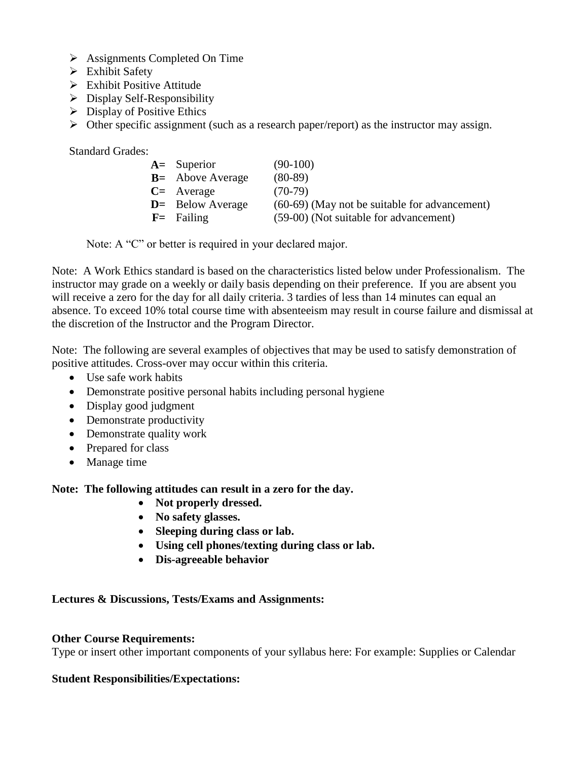- Assignments Completed On Time
- Exhibit Safety
- Exhibit Positive Attitude
- Display Self-Responsibility
- Display of Positive Ethics
- Other specific assignment (such as a research paper/report) as the instructor may assign.

Standard Grades:

| | | |
|---|---|---|
| **A=** | Superior | (90-100) |
| **B=** | Above Average | (80-89) |
| **C=** | Average | (70-79) |
| **D=** | Below Average | (60-69) (May not be suitable for advancement) |
| **F=** | Failing | (59-00) (Not suitable for advancement) |

Note: A "C" or better is required in your declared major.

Note: A Work Ethics standard is based on the characteristics listed below under Professionalism. The instructor may grade on a weekly or daily basis depending on their preference. If you are absent you will receive a zero for the day for all daily criteria. 3 tardies of less than 14 minutes can equal an absence. To exceed 10% total course time with absenteeism may result in course failure and dismissal at the discretion of the Instructor and the Program Director.

Note: The following are several examples of objectives that may be used to satisfy demonstration of positive attitudes. Cross-over may occur within this criteria.

- Use safe work habits
- Demonstrate positive personal habits including personal hygiene
- Display good judgment
- Demonstrate productivity
- Demonstrate quality work
- Prepared for class
- Manage time

**Note: The following attitudes can result in a zero for the day.**

- **Not properly dressed.**
- **No safety glasses.**
- **Sleeping during class or lab.**
- **Using cell phones/texting during class or lab.**
- **Dis-agreeable behavior**

**Lectures & Discussions, Tests/Exams and Assignments:**

**Other Course Requirements:**

Type or insert other important components of your syllabus here: For example: Supplies or Calendar

**Student Responsibilities/Expectations:**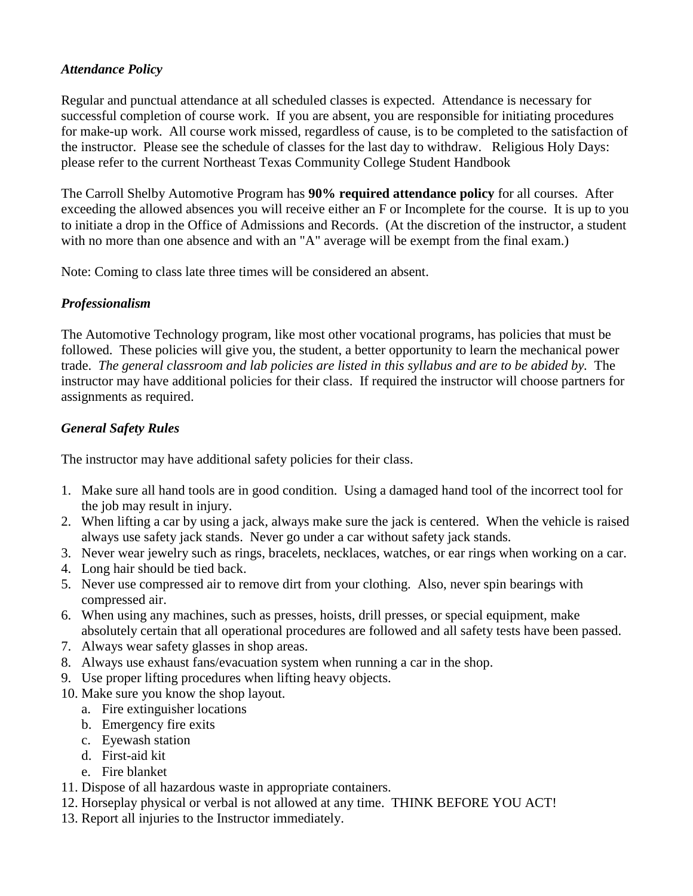### *Attendance Policy*

Regular and punctual attendance at all scheduled classes is expected. Attendance is necessary for successful completion of course work. If you are absent, you are responsible for initiating procedures for make-up work. All course work missed, regardless of cause, is to be completed to the satisfaction of the instructor. Please see the schedule of classes for the last day to withdraw. Religious Holy Days: please refer to the current Northeast Texas Community College Student Handbook

The Carroll Shelby Automotive Program has **90% required attendance policy** for all courses. After exceeding the allowed absences you will receive either an F or Incomplete for the course. It is up to you to initiate a drop in the Office of Admissions and Records. (At the discretion of the instructor, a student with no more than one absence and with an "A" average will be exempt from the final exam.)

Note: Coming to class late three times will be considered an absent.

### *Professionalism*

The Automotive Technology program, like most other vocational programs, has policies that must be followed. These policies will give you, the student, a better opportunity to learn the mechanical power trade. *The general classroom and lab policies are listed in this syllabus and are to be abided by.* The instructor may have additional policies for their class. If required the instructor will choose partners for assignments as required.

### *General Safety Rules*

The instructor may have additional safety policies for their class.

1. Make sure all hand tools are in good condition. Using a damaged hand tool of the incorrect tool for the job may result in injury.
2. When lifting a car by using a jack, always make sure the jack is centered. When the vehicle is raised always use safety jack stands. Never go under a car without safety jack stands.
3. Never wear jewelry such as rings, bracelets, necklaces, watches, or ear rings when working on a car.
4. Long hair should be tied back.
5. Never use compressed air to remove dirt from your clothing. Also, never spin bearings with compressed air.
6. When using any machines, such as presses, hoists, drill presses, or special equipment, make absolutely certain that all operational procedures are followed and all safety tests have been passed.
7. Always wear safety glasses in shop areas.
8. Always use exhaust fans/evacuation system when running a car in the shop.
9. Use proper lifting procedures when lifting heavy objects.
10. Make sure you know the shop layout.
    a. Fire extinguisher locations
    b. Emergency fire exits
    c. Eyewash station
    d. First-aid kit
    e. Fire blanket
11. Dispose of all hazardous waste in appropriate containers.
12. Horseplay physical or verbal is not allowed at any time. THINK BEFORE YOU ACT!
13. Report all injuries to the Instructor immediately.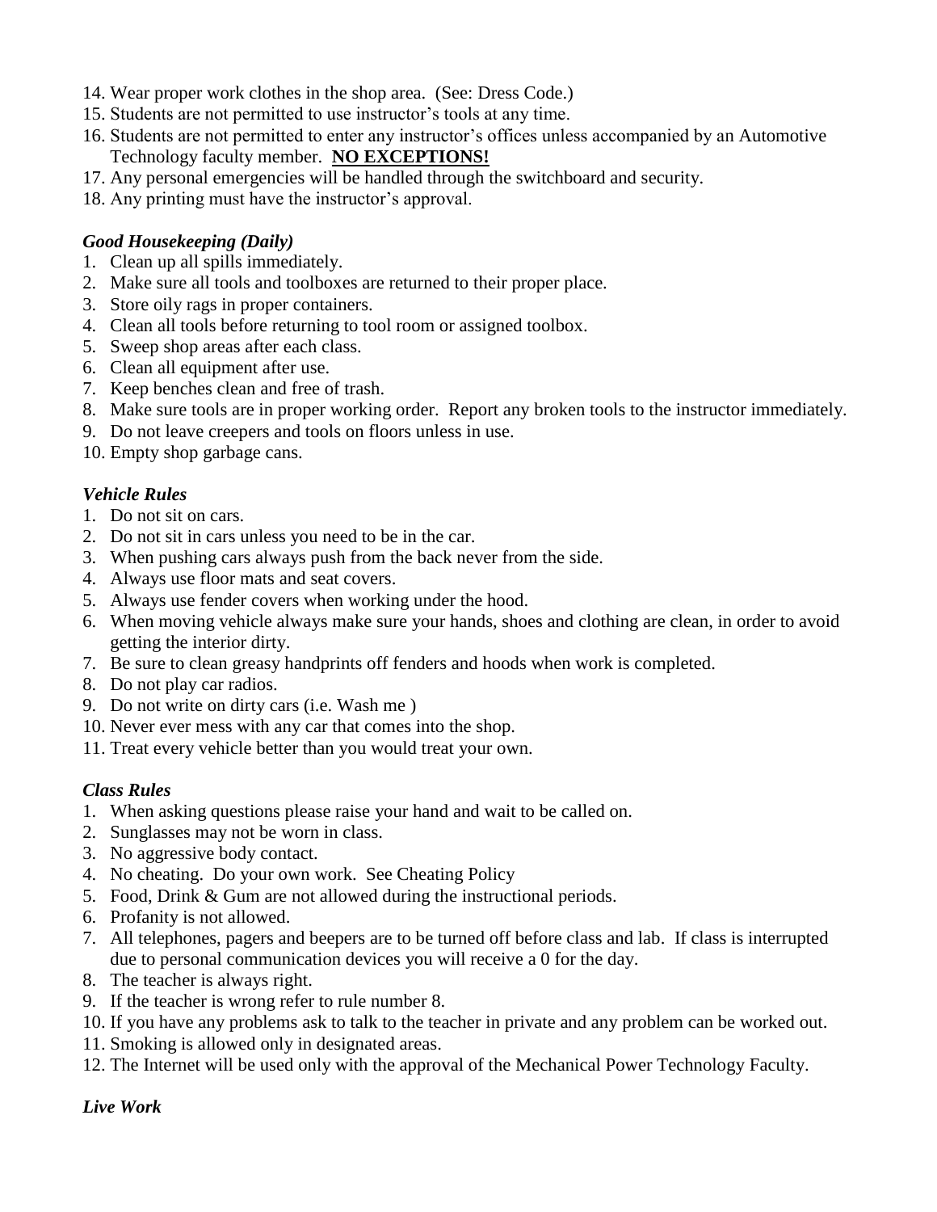14. Wear proper work clothes in the shop area. (See: Dress Code.)
15. Students are not permitted to use instructor's tools at any time.
16. Students are not permitted to enter any instructor's offices unless accompanied by an Automotive Technology faculty member. **NO EXCEPTIONS!**
17. Any personal emergencies will be handled through the switchboard and security.
18. Any printing must have the instructor's approval.

### *Good Housekeeping (Daily)*

1. Clean up all spills immediately.
2. Make sure all tools and toolboxes are returned to their proper place.
3. Store oily rags in proper containers.
4. Clean all tools before returning to tool room or assigned toolbox.
5. Sweep shop areas after each class.
6. Clean all equipment after use.
7. Keep benches clean and free of trash.
8. Make sure tools are in proper working order. Report any broken tools to the instructor immediately.
9. Do not leave creepers and tools on floors unless in use.
10. Empty shop garbage cans.

### *Vehicle Rules*

1. Do not sit on cars.
2. Do not sit in cars unless you need to be in the car.
3. When pushing cars always push from the back never from the side.
4. Always use floor mats and seat covers.
5. Always use fender covers when working under the hood.
6. When moving vehicle always make sure your hands, shoes and clothing are clean, in order to avoid getting the interior dirty.
7. Be sure to clean greasy handprints off fenders and hoods when work is completed.
8. Do not play car radios.
9. Do not write on dirty cars (i.e. Wash me )
10. Never ever mess with any car that comes into the shop.
11. Treat every vehicle better than you would treat your own.

### *Class Rules*

1. When asking questions please raise your hand and wait to be called on.
2. Sunglasses may not be worn in class.
3. No aggressive body contact.
4. No cheating. Do your own work. See Cheating Policy
5. Food, Drink & Gum are not allowed during the instructional periods.
6. Profanity is not allowed.
7. All telephones, pagers and beepers are to be turned off before class and lab. If class is interrupted due to personal communication devices you will receive a 0 for the day.
8. The teacher is always right.
9. If the teacher is wrong refer to rule number 8.
10. If you have any problems ask to talk to the teacher in private and any problem can be worked out.
11. Smoking is allowed only in designated areas.
12. The Internet will be used only with the approval of the Mechanical Power Technology Faculty.

### *Live Work*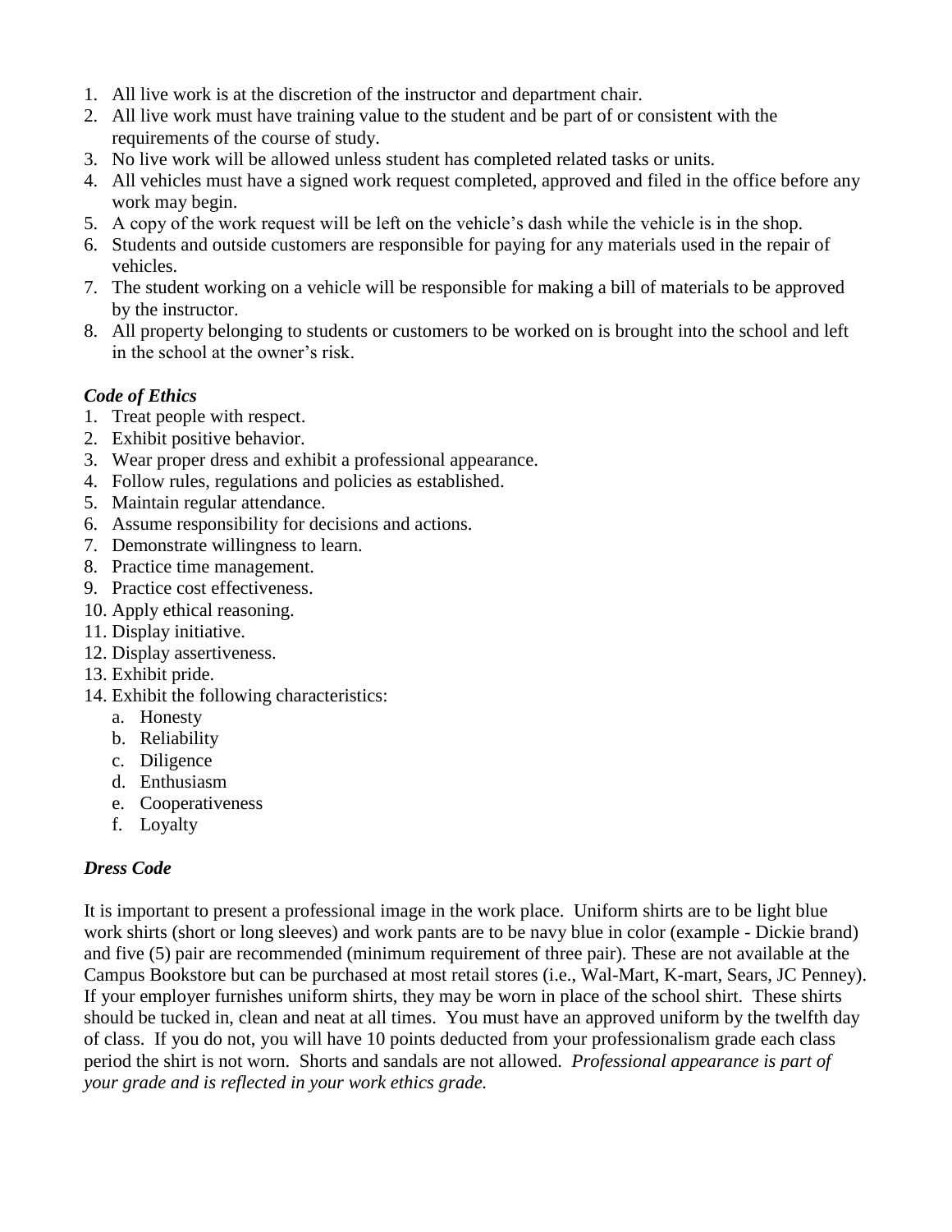1. All live work is at the discretion of the instructor and department chair.
2. All live work must have training value to the student and be part of or consistent with the requirements of the course of study.
3. No live work will be allowed unless student has completed related tasks or units.
4. All vehicles must have a signed work request completed, approved and filed in the office before any work may begin.
5. A copy of the work request will be left on the vehicle's dash while the vehicle is in the shop.
6. Students and outside customers are responsible for paying for any materials used in the repair of vehicles.
7. The student working on a vehicle will be responsible for making a bill of materials to be approved by the instructor.
8. All property belonging to students or customers to be worked on is brought into the school and left in the school at the owner's risk.

### *Code of Ethics*

1. Treat people with respect.
2. Exhibit positive behavior.
3. Wear proper dress and exhibit a professional appearance.
4. Follow rules, regulations and policies as established.
5. Maintain regular attendance.
6. Assume responsibility for decisions and actions.
7. Demonstrate willingness to learn.
8. Practice time management.
9. Practice cost effectiveness.
10. Apply ethical reasoning.
11. Display initiative.
12. Display assertiveness.
13. Exhibit pride.
14. Exhibit the following characteristics:
    a. Honesty
    b. Reliability
    c. Diligence
    d. Enthusiasm
    e. Cooperativeness
    f. Loyalty

### *Dress Code*

It is important to present a professional image in the work place. Uniform shirts are to be light blue work shirts (short or long sleeves) and work pants are to be navy blue in color (example - Dickie brand) and five (5) pair are recommended (minimum requirement of three pair). These are not available at the Campus Bookstore but can be purchased at most retail stores (i.e., Wal-Mart, K-mart, Sears, JC Penney). If your employer furnishes uniform shirts, they may be worn in place of the school shirt. These shirts should be tucked in, clean and neat at all times. You must have an approved uniform by the twelfth day of class. If you do not, you will have 10 points deducted from your professionalism grade each class period the shirt is not worn. Shorts and sandals are not allowed. *Professional appearance is part of your grade and is reflected in your work ethics grade.*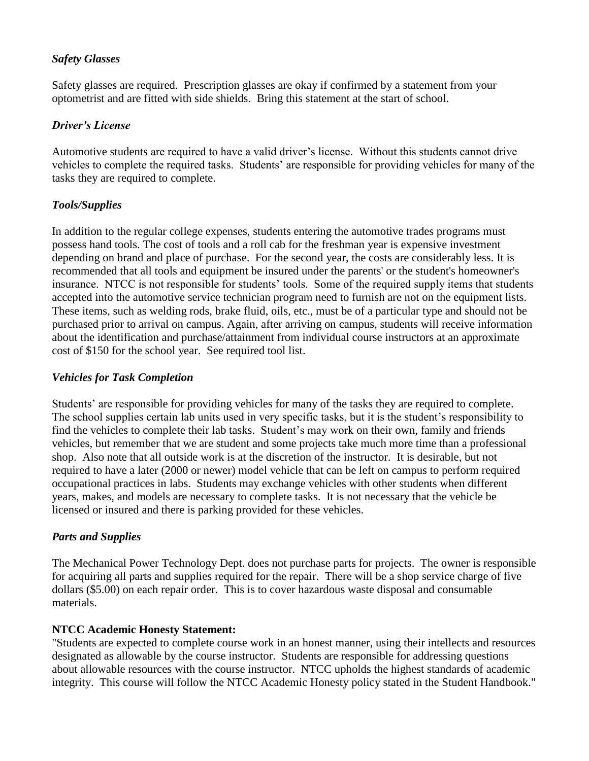### *Safety Glasses*

Safety glasses are required. Prescription glasses are okay if confirmed by a statement from your optometrist and are fitted with side shields. Bring this statement at the start of school.

### *Driver's License*

Automotive students are required to have a valid driver's license. Without this students cannot drive vehicles to complete the required tasks. Students' are responsible for providing vehicles for many of the tasks they are required to complete.

### *Tools/Supplies*

In addition to the regular college expenses, students entering the automotive trades programs must possess hand tools. The cost of tools and a roll cab for the freshman year is expensive investment depending on brand and place of purchase. For the second year, the costs are considerably less. It is recommended that all tools and equipment be insured under the parents' or the student's homeowner's insurance. NTCC is not responsible for students' tools. Some of the required supply items that students accepted into the automotive service technician program need to furnish are not on the equipment lists. These items, such as welding rods, brake fluid, oils, etc., must be of a particular type and should not be purchased prior to arrival on campus. Again, after arriving on campus, students will receive information about the identification and purchase/attainment from individual course instructors at an approximate cost of $150 for the school year. See required tool list.

### *Vehicles for Task Completion*

Students' are responsible for providing vehicles for many of the tasks they are required to complete. The school supplies certain lab units used in very specific tasks, but it is the student's responsibility to find the vehicles to complete their lab tasks. Student's may work on their own, family and friends vehicles, but remember that we are student and some projects take much more time than a professional shop. Also note that all outside work is at the discretion of the instructor. It is desirable, but not required to have a later (2000 or newer) model vehicle that can be left on campus to perform required occupational practices in labs. Students may exchange vehicles with other students when different years, makes, and models are necessary to complete tasks. It is not necessary that the vehicle be licensed or insured and there is parking provided for these vehicles.

### *Parts and Supplies*

The Mechanical Power Technology Dept. does not purchase parts for projects. The owner is responsible for acquiring all parts and supplies required for the repair. There will be a shop service charge of five dollars ($5.00) on each repair order. This is to cover hazardous waste disposal and consumable materials.

**NTCC Academic Honesty Statement:**
"Students are expected to complete course work in an honest manner, using their intellects and resources designated as allowable by the course instructor. Students are responsible for addressing questions about allowable resources with the course instructor. NTCC upholds the highest standards of academic integrity. This course will follow the NTCC Academic Honesty policy stated in the Student Handbook."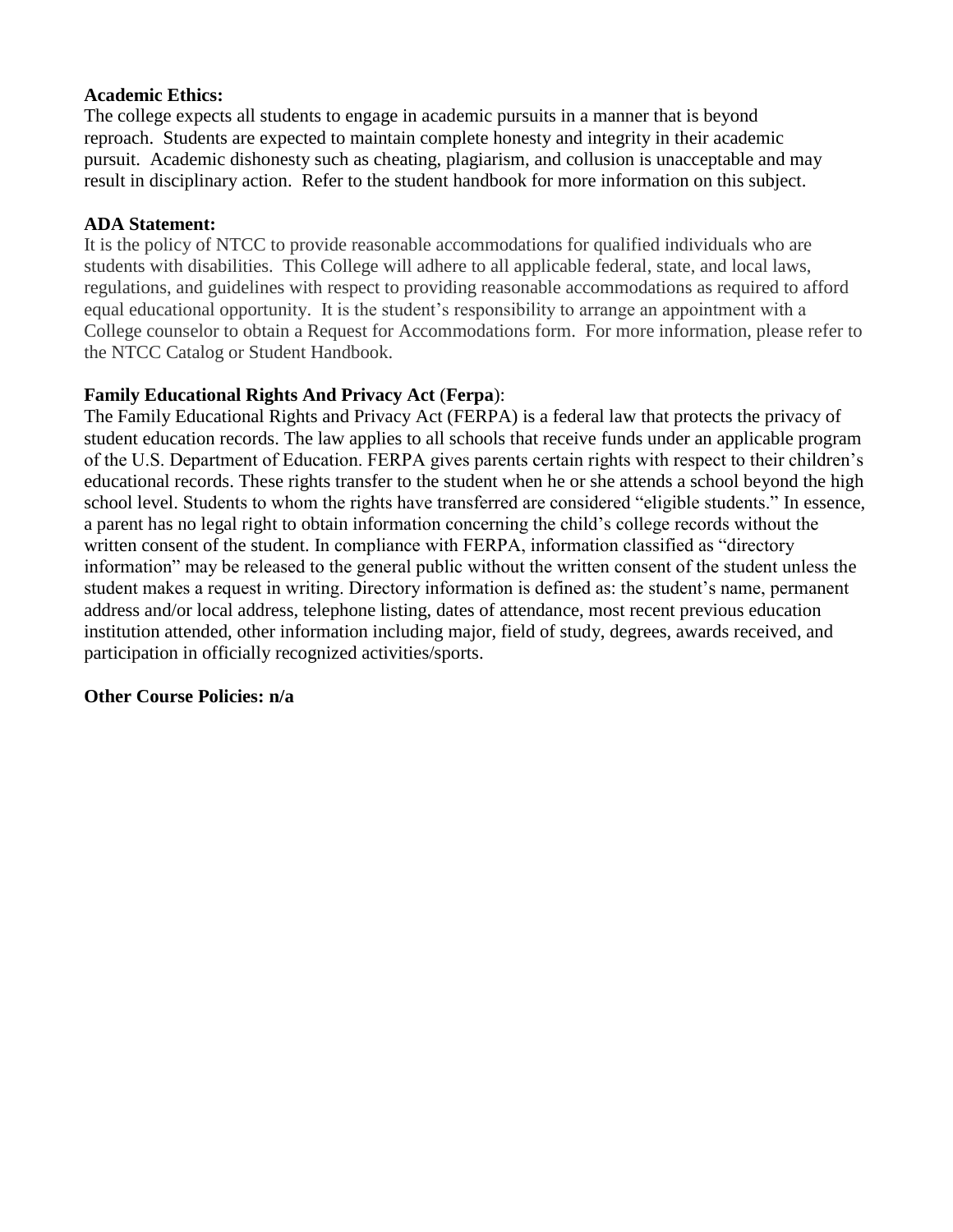**Academic Ethics:**
The college expects all students to engage in academic pursuits in a manner that is beyond reproach. Students are expected to maintain complete honesty and integrity in their academic pursuit. Academic dishonesty such as cheating, plagiarism, and collusion is unacceptable and may result in disciplinary action. Refer to the student handbook for more information on this subject.

**ADA Statement:**
It is the policy of NTCC to provide reasonable accommodations for qualified individuals who are students with disabilities. This College will adhere to all applicable federal, state, and local laws, regulations, and guidelines with respect to providing reasonable accommodations as required to afford equal educational opportunity. It is the student's responsibility to arrange an appointment with a College counselor to obtain a Request for Accommodations form. For more information, please refer to the NTCC Catalog or Student Handbook.

**Family Educational Rights And Privacy Act** (**Ferpa**):
The Family Educational Rights and Privacy Act (FERPA) is a federal law that protects the privacy of student education records. The law applies to all schools that receive funds under an applicable program of the U.S. Department of Education. FERPA gives parents certain rights with respect to their children's educational records. These rights transfer to the student when he or she attends a school beyond the high school level. Students to whom the rights have transferred are considered "eligible students." In essence, a parent has no legal right to obtain information concerning the child's college records without the written consent of the student. In compliance with FERPA, information classified as "directory information" may be released to the general public without the written consent of the student unless the student makes a request in writing. Directory information is defined as: the student's name, permanent address and/or local address, telephone listing, dates of attendance, most recent previous education institution attended, other information including major, field of study, degrees, awards received, and participation in officially recognized activities/sports.

**Other Course Policies: n/a**